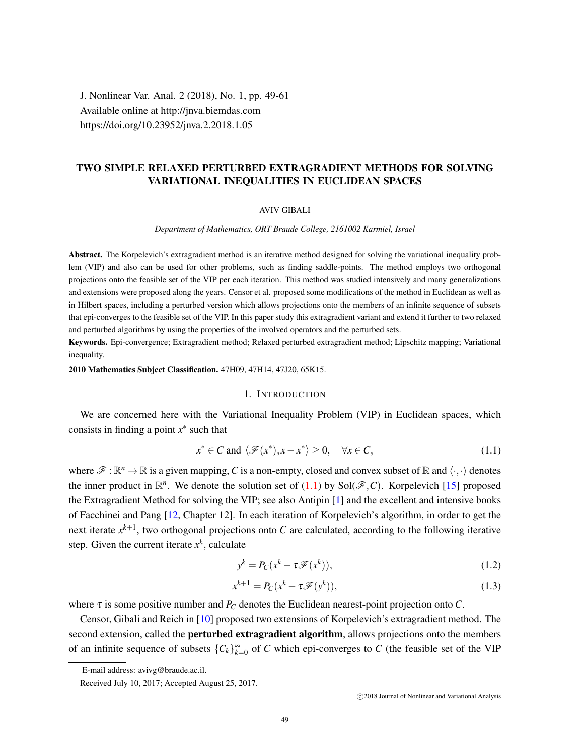J. Nonlinear Var. Anal. 2 (2018), No. 1, pp. 49-61
Available online at http://jnva.biemdas.com
https://doi.org/10.23952/jnva.2018.1.05

# TWO SIMPLE RELAXED PERTURBED EXTRAGRADIENT METHODS FOR SOLVING VARIATIONAL INEQUALITIES IN EUCLIDEAN SPACES

AVIV GIBALI

*Department of Mathematics, ORT Braude College, 2161002 Karmiel, Israel*

**Abstract.** The Korpelevich's extragradient method is an iterative method designed for solving the variational inequality problem (VIP) and also can be used for other problems, such as finding saddle-points. The method employs two orthogonal projections onto the feasible set of the VIP per each iteration. This method was studied intensively and many generalizations and extensions were proposed along the years. Censor et al. proposed some modifications of the method in Euclidean as well as in Hilbert spaces, including a perturbed version which allows projections onto the members of an infinite sequence of subsets that epi-converges to the feasible set of the VIP. In this paper study this extragradient variant and extend it further to two relaxed and perturbed algorithms by using the properties of the involved operators and the perturbed sets.

**Keywords.** Epi-convergence; Extragradient method; Relaxed perturbed extragradient method; Lipschitz mapping; Variational inequality.

**2010 Mathematics Subject Classification.** 47H09, 47H14, 47J20, 65K15.

## 1. Introduction

We are concerned here with the Variational Inequality Problem (VIP) in Euclidean spaces, which consists in finding a point $x^*$ such that

$$x^* \in C \text{ and } \langle \mathscr{F}(x^*), x - x^* \rangle \geq 0, \quad \forall x \in C, \tag{1.1}$$

where $\mathscr{F} : \mathbb{R}^n \to \mathbb{R}$ is a given mapping, $C$ is a non-empty, closed and convex subset of $\mathbb{R}$ and $\langle \cdot, \cdot \rangle$ denotes the inner product in $\mathbb{R}^n$. We denote the solution set of (1.1) by $\mathrm{Sol}(\mathscr{F}, C)$. Korpelevich [15] proposed the Extragradient Method for solving the VIP; see also Antipin [1] and the excellent and intensive books of Facchinei and Pang [12, Chapter 12]. In each iteration of Korpelevich's algorithm, in order to get the next iterate $x^{k+1}$, two orthogonal projections onto $C$ are calculated, according to the following iterative step. Given the current iterate $x^k$, calculate

$$y^k = P_C(x^k - \tau \mathscr{F}(x^k)), \tag{1.2}$$

$$x^{k+1} = P_C(x^k - \tau \mathscr{F}(y^k)), \tag{1.3}$$

where $\tau$ is some positive number and $P_C$ denotes the Euclidean nearest-point projection onto $C$.

Censor, Gibali and Reich in [10] proposed two extensions of Korpelevich's extragradient method. The second extension, called the **perturbed extragradient algorithm**, allows projections onto the members of an infinite sequence of subsets $\{C_k\}_{k=0}^{\infty}$ of $C$ which epi-converges to $C$ (the feasible set of the VIP

E-mail address: avivg@braude.ac.il.

Received July 10, 2017; Accepted August 25, 2017.

©2018 Journal of Nonlinear and Variational Analysis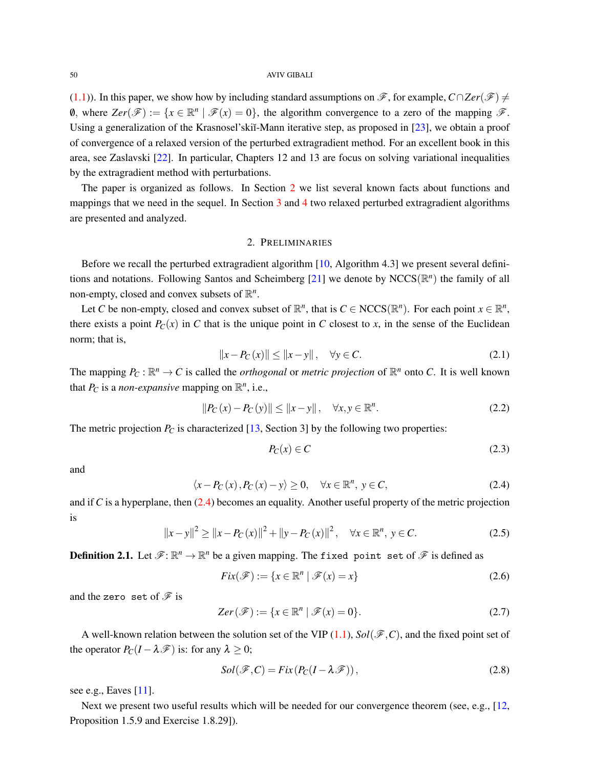(1.1)). In this paper, we show how by including standard assumptions on $\mathscr{F}$, for example, $C \cap Zer(\mathscr{F}) \neq \emptyset$, where $Zer(\mathscr{F}) := \{x \in \mathbb{R}^n \mid \mathscr{F}(x) = 0\}$, the algorithm convergence to a zero of the mapping $\mathscr{F}$. Using a generalization of the Krasnosel'skiĭ-Mann iterative step, as proposed in [23], we obtain a proof of convergence of a relaxed version of the perturbed extragradient method. For an excellent book in this area, see Zaslavski [22]. In particular, Chapters 12 and 13 are focus on solving variational inequalities by the extragradient method with perturbations.

The paper is organized as follows. In Section 2 we list several known facts about functions and mappings that we need in the sequel. In Section 3 and 4 two relaxed perturbed extragradient algorithms are presented and analyzed.

## 2. Preliminaries

Before we recall the perturbed extragradient algorithm [10, Algorithm 4.3] we present several definitions and notations. Following Santos and Scheimberg [21] we denote by NCCS($\mathbb{R}^n$) the family of all non-empty, closed and convex subsets of $\mathbb{R}^n$.

Let $C$ be non-empty, closed and convex subset of $\mathbb{R}^n$, that is $C \in$ NCCS($\mathbb{R}^n$). For each point $x \in \mathbb{R}^n$, there exists a point $P_C(x)$ in $C$ that is the unique point in $C$ closest to $x$, in the sense of the Euclidean norm; that is,

$$\|x - P_C(x)\| \leq \|x - y\|, \quad \forall y \in C. \tag{2.1}$$

The mapping $P_C : \mathbb{R}^n \to C$ is called the *orthogonal* or *metric projection* of $\mathbb{R}^n$ onto $C$. It is well known that $P_C$ is a *non-expansive* mapping on $\mathbb{R}^n$, i.e.,

$$\|P_C(x) - P_C(y)\| \leq \|x - y\|, \quad \forall x, y \in \mathbb{R}^n. \tag{2.2}$$

The metric projection $P_C$ is characterized [13, Section 3] by the following two properties:

$$P_C(x) \in C \tag{2.3}$$

and

$$\langle x - P_C(x), P_C(x) - y \rangle \geq 0, \quad \forall x \in \mathbb{R}^n,\ y \in C, \tag{2.4}$$

and if $C$ is a hyperplane, then (2.4) becomes an equality. Another useful property of the metric projection is

$$\|x - y\|^2 \geq \|x - P_C(x)\|^2 + \|y - P_C(x)\|^2, \quad \forall x \in \mathbb{R}^n,\ y \in C. \tag{2.5}$$

**Definition 2.1.** Let $\mathscr{F} \colon \mathbb{R}^n \to \mathbb{R}^n$ be a given mapping. The `fixed point set` of $\mathscr{F}$ is defined as

$$Fix(\mathscr{F}) := \{x \in \mathbb{R}^n \mid \mathscr{F}(x) = x\} \tag{2.6}$$

and the `zero set` of $\mathscr{F}$ is

$$Zer(\mathscr{F}) := \{x \in \mathbb{R}^n \mid \mathscr{F}(x) = 0\}. \tag{2.7}$$

A well-known relation between the solution set of the VIP (1.1), $Sol(\mathscr{F}, C)$, and the fixed point set of the operator $P_C(I - \lambda \mathscr{F})$ is: for any $\lambda \geq 0$;

$$Sol(\mathscr{F}, C) = Fix(P_C(I - \lambda \mathscr{F})), \tag{2.8}$$

see e.g., Eaves [11].

Next we present two useful results which will be needed for our convergence theorem (see, e.g., [12, Proposition 1.5.9 and Exercise 1.8.29]).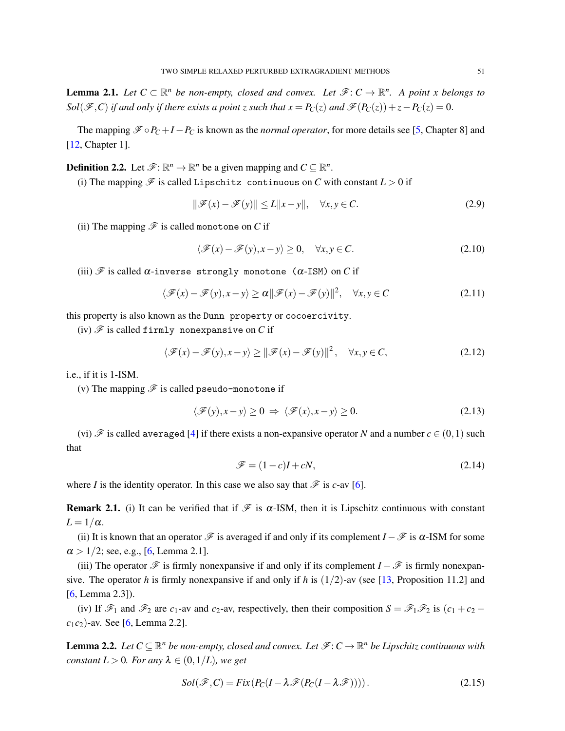**Lemma 2.1.** *Let $C \subset \mathbb{R}^n$ be non-empty, closed and convex. Let $\mathscr{F}: C \to \mathbb{R}^n$. A point $x$ belongs to $Sol(\mathscr{F}, C)$ if and only if there exists a point $z$ such that $x = P_C(z)$ and $\mathscr{F}(P_C(z)) + z - P_C(z) = 0$.*

The mapping $\mathscr{F} \circ P_C + I - P_C$ is known as the *normal operator*, for more details see [5, Chapter 8] and [12, Chapter 1].

**Definition 2.2.** Let $\mathscr{F}: \mathbb{R}^n \to \mathbb{R}^n$ be a given mapping and $C \subseteq \mathbb{R}^n$.

(i) The mapping $\mathscr{F}$ is called `Lipschitz continuous` on $C$ with constant $L > 0$ if

$$\|\mathscr{F}(x) - \mathscr{F}(y)\| \leq L\|x - y\|, \quad \forall x, y \in C. \tag{2.9}$$

(ii) The mapping $\mathscr{F}$ is called `monotone` on $C$ if

$$\langle \mathscr{F}(x) - \mathscr{F}(y), x - y \rangle \geq 0, \quad \forall x, y \in C. \tag{2.10}$$

(iii) $\mathscr{F}$ is called $\alpha$-`inverse strongly monotone` ($\alpha$-`ISM`) on $C$ if

$$\langle \mathscr{F}(x) - \mathscr{F}(y), x - y \rangle \geq \alpha \|\mathscr{F}(x) - \mathscr{F}(y)\|^2, \quad \forall x, y \in C \tag{2.11}$$

this property is also known as the `Dunn property` or `cocoercivity`.

(iv) $\mathscr{F}$ is called `firmly nonexpansive` on $C$ if

$$\langle \mathscr{F}(x) - \mathscr{F}(y), x - y \rangle \geq \|\mathscr{F}(x) - \mathscr{F}(y)\|^2, \quad \forall x, y \in C, \tag{2.12}$$

i.e., if it is 1-ISM.

(v) The mapping $\mathscr{F}$ is called `pseudo-monotone` if

$$\langle \mathscr{F}(y), x - y \rangle \geq 0 \;\Rightarrow\; \langle \mathscr{F}(x), x - y \rangle \geq 0. \tag{2.13}$$

(vi) $\mathscr{F}$ is called `averaged` [4] if there exists a non-expansive operator $N$ and a number $c \in (0,1)$ such that

$$\mathscr{F} = (1 - c)I + cN, \tag{2.14}$$

where $I$ is the identity operator. In this case we also say that $\mathscr{F}$ is $c$-av [6].

**Remark 2.1.** (i) It can be verified that if $\mathscr{F}$ is $\alpha$-ISM, then it is Lipschitz continuous with constant $L = 1/\alpha$.

(ii) It is known that an operator $\mathscr{F}$ is averaged if and only if its complement $I - \mathscr{F}$ is $\alpha$-ISM for some $\alpha > 1/2$; see, e.g., [6, Lemma 2.1].

(iii) The operator $\mathscr{F}$ is firmly nonexpansive if and only if its complement $I - \mathscr{F}$ is firmly nonexpansive. The operator $h$ is firmly nonexpansive if and only if $h$ is $(1/2)$-av (see [13, Proposition 11.2] and [6, Lemma 2.3]).

(iv) If $\mathscr{F}_1$ and $\mathscr{F}_2$ are $c_1$-av and $c_2$-av, respectively, then their composition $S = \mathscr{F}_1\mathscr{F}_2$ is $(c_1 + c_2 - c_1c_2)$-av. See [6, Lemma 2.2].

**Lemma 2.2.** *Let $C \subseteq \mathbb{R}^n$ be non-empty, closed and convex. Let $\mathscr{F}: C \to \mathbb{R}^n$ be Lipschitz continuous with constant $L > 0$. For any $\lambda \in (0, 1/L)$, we get*

$$Sol(\mathscr{F}, C) = Fix\left(P_C(I - \lambda\mathscr{F}(P_C(I - \lambda\mathscr{F})))\right). \tag{2.15}$$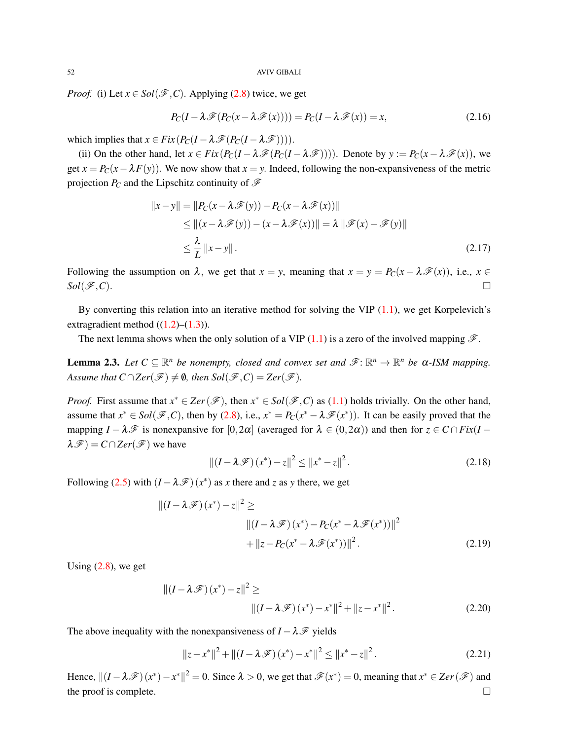*Proof.* (i) Let $x \in Sol(\mathscr{F}, C)$. Applying (2.8) twice, we get

$$P_C(I - \lambda\mathscr{F}(P_C(x - \lambda\mathscr{F}(x)))) = P_C(I - \lambda\mathscr{F}(x)) = x, \tag{2.16}$$

which implies that $x \in Fix(P_C(I - \lambda\mathscr{F}(P_C(I - \lambda\mathscr{F}))))$.

(ii) On the other hand, let $x \in Fix(P_C(I - \lambda\mathscr{F}(P_C(I - \lambda\mathscr{F}))))$. Denote by $y := P_C(x - \lambda\mathscr{F}(x))$, we get $x = P_C(x - \lambda F(y))$. We now show that $x = y$. Indeed, following the non-expansiveness of the metric projection $P_C$ and the Lipschitz continuity of $\mathscr{F}$

$$\begin{aligned}
\|x - y\| &= \|P_C(x - \lambda\mathscr{F}(y)) - P_C(x - \lambda\mathscr{F}(x))\| \\
&\leq \|(x - \lambda\mathscr{F}(y)) - (x - \lambda\mathscr{F}(x))\| = \lambda\|\mathscr{F}(x) - \mathscr{F}(y)\| \\
&\leq \frac{\lambda}{L}\|x - y\|.
\end{aligned} \tag{2.17}$$

Following the assumption on $\lambda$, we get that $x = y$, meaning that $x = y = P_C(x - \lambda\mathscr{F}(x))$, i.e., $x \in Sol(\mathscr{F}, C)$. ☐

By converting this relation into an iterative method for solving the VIP (1.1), we get Korpelevich's extragradient method ((1.2)–(1.3)).

The next lemma shows when the only solution of a VIP (1.1) is a zero of the involved mapping $\mathscr{F}$.

**Lemma 2.3.** *Let $C \subseteq \mathbb{R}^n$ be nonempty, closed and convex set and $\mathscr{F}\colon \mathbb{R}^n \to \mathbb{R}^n$ be $\alpha$-ISM mapping. Assume that $C \cap Zer(\mathscr{F}) \neq \emptyset$, then $Sol(\mathscr{F}, C) = Zer(\mathscr{F})$.*

*Proof.* First assume that $x^* \in Zer(\mathscr{F})$, then $x^* \in Sol(\mathscr{F}, C)$ as (1.1) holds trivially. On the other hand, assume that $x^* \in Sol(\mathscr{F}, C)$, then by (2.8), i.e., $x^* = P_C(x^* - \lambda\mathscr{F}(x^*))$. It can be easily proved that the mapping $I - \lambda\mathscr{F}$ is nonexpansive for $[0, 2\alpha]$ (averaged for $\lambda \in (0, 2\alpha)$) and then for $z \in C \cap Fix(I - \lambda\mathscr{F}) = C \cap Zer(\mathscr{F})$ we have

$$\|(I - \lambda\mathscr{F})(x^*) - z\|^2 \leq \|x^* - z\|^2. \tag{2.18}$$

Following (2.5) with $(I - \lambda\mathscr{F})(x^*)$ as $x$ there and $z$ as $y$ there, we get

$$\begin{aligned}
\|(I - \lambda\mathscr{F})(x^*) - z\|^2 \geq& \\
&\|(I - \lambda\mathscr{F})(x^*) - P_C(x^* - \lambda\mathscr{F}(x^*))\|^2 \\
&+ \|z - P_C(x^* - \lambda\mathscr{F}(x^*))\|^2.
\end{aligned} \tag{2.19}$$

Using (2.8), we get

$$\begin{aligned}
\|(I - \lambda\mathscr{F})(x^*) - z\|^2 \geq& \\
&\|(I - \lambda\mathscr{F})(x^*) - x^*\|^2 + \|z - x^*\|^2.
\end{aligned} \tag{2.20}$$

The above inequality with the nonexpansiveness of $I - \lambda\mathscr{F}$ yields

$$\|z - x^*\|^2 + \|(I - \lambda\mathscr{F})(x^*) - x^*\|^2 \leq \|x^* - z\|^2. \tag{2.21}$$

Hence, $\|(I - \lambda\mathscr{F})(x^*) - x^*\|^2 = 0$. Since $\lambda > 0$, we get that $\mathscr{F}(x^*) = 0$, meaning that $x^* \in Zer(\mathscr{F})$ and the proof is complete. ☐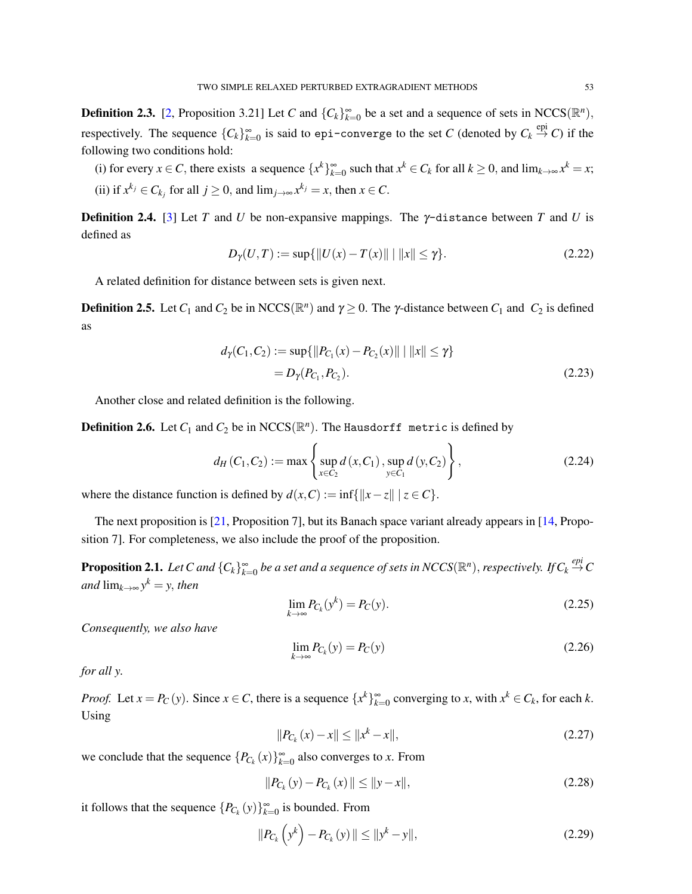**Definition 2.3.** [2, Proposition 3.21] Let $C$ and $\{C_k\}_{k=0}^{\infty}$ be a set and a sequence of sets in NCCS($\mathbb{R}^n$), respectively. The sequence $\{C_k\}_{k=0}^{\infty}$ is said to `epi-converge` to the set $C$ (denoted by $C_k \overset{\text{epi}}{\to} C$) if the following two conditions hold:

(i) for every $x \in C$, there exists a sequence $\{x^k\}_{k=0}^{\infty}$ such that $x^k \in C_k$ for all $k \geq 0$, and $\lim_{k\to\infty} x^k = x$;

(ii) if $x^{k_j} \in C_{k_j}$ for all $j \geq 0$, and $\lim_{j\to\infty} x^{k_j} = x$, then $x \in C$.

**Definition 2.4.** [3] Let $T$ and $U$ be non-expansive mappings. The $\gamma$-`distance` between $T$ and $U$ is defined as

$$D_{\gamma}(U,T) := \sup\{\|U(x) - T(x)\| \mid \|x\| \leq \gamma\}. \tag{2.22}$$

A related definition for distance between sets is given next.

**Definition 2.5.** Let $C_1$ and $C_2$ be in NCCS($\mathbb{R}^n$) and $\gamma \geq 0$. The $\gamma$-distance between $C_1$ and $C_2$ is defined as

$$\begin{aligned} d_{\gamma}(C_1,C_2) &:= \sup\{\|P_{C_1}(x) - P_{C_2}(x)\| \mid \|x\| \leq \gamma\} \\ &= D_{\gamma}(P_{C_1}, P_{C_2}). \end{aligned} \tag{2.23}$$

Another close and related definition is the following.

**Definition 2.6.** Let $C_1$ and $C_2$ be in NCCS($\mathbb{R}^n$). The `Hausdorff metric` is defined by

$$d_H(C_1,C_2) := \max\left\{ \sup_{x\in C_2} d(x,C_1), \sup_{y\in C_1} d(y,C_2) \right\}, \tag{2.24}$$

where the distance function is defined by $d(x,C) := \inf\{\|x - z\| \mid z \in C\}$.

The next proposition is [21, Proposition 7], but its Banach space variant already appears in [14, Proposition 7]. For completeness, we also include the proof of the proposition.

**Proposition 2.1.** *Let $C$ and $\{C_k\}_{k=0}^{\infty}$ be a set and a sequence of sets in NCCS($\mathbb{R}^n$), respectively. If $C_k \overset{epi}{\to} C$ and $\lim_{k\to\infty} y^k = y$, then*

$$\lim_{k\to\infty} P_{C_k}(y^k) = P_C(y). \tag{2.25}$$

*Consequently, we also have*

$$\lim_{k\to\infty} P_{C_k}(y) = P_C(y) \tag{2.26}$$

*for all $y$.*

*Proof.* Let $x = P_C(y)$. Since $x \in C$, there is a sequence $\{x^k\}_{k=0}^{\infty}$ converging to $x$, with $x^k \in C_k$, for each $k$. Using

$$\|P_{C_k}(x) - x\| \leq \|x^k - x\|, \tag{2.27}$$

we conclude that the sequence $\{P_{C_k}(x)\}_{k=0}^{\infty}$ also converges to $x$. From

$$\|P_{C_k}(y) - P_{C_k}(x)\| \leq \|y - x\|, \tag{2.28}$$

it follows that the sequence $\{P_{C_k}(y)\}_{k=0}^{\infty}$ is bounded. From

$$\|P_{C_k}\left(y^k\right) - P_{C_k}(y)\| \leq \|y^k - y\|, \tag{2.29}$$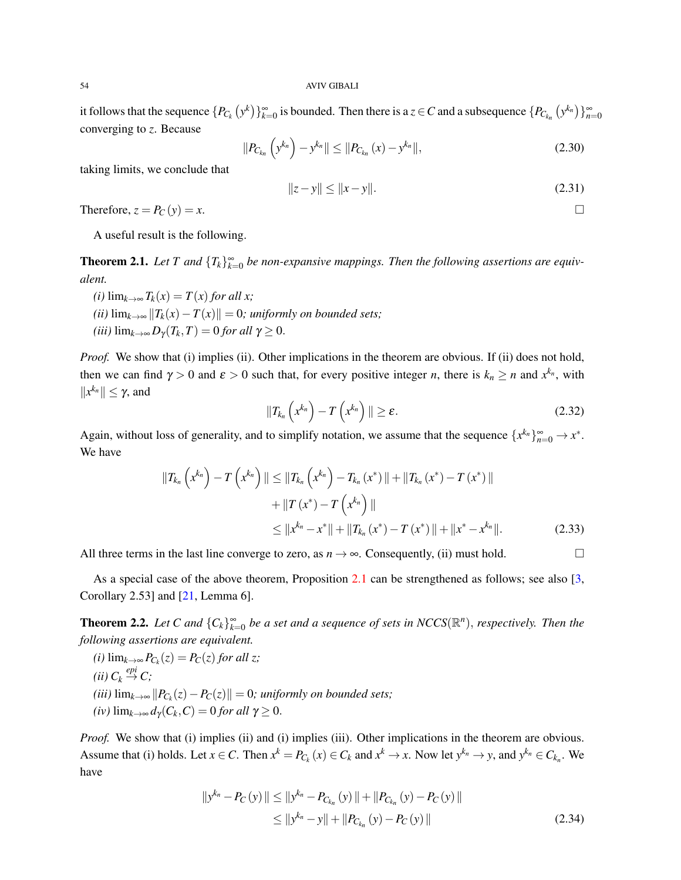it follows that the sequence $\{P_{C_k}\left(y^k\right)\}_{k=0}^{\infty}$ is bounded. Then there is a $z \in C$ and a subsequence $\{P_{C_{k_n}}\left(y^{k_n}\right)\}_{n=0}^{\infty}$ converging to $z$. Because

$$\|P_{C_{k_n}}\left(y^{k_n}\right) - y^{k_n}\| \leq \|P_{C_{k_n}}(x) - y^{k_n}\|, \tag{2.30}$$

taking limits, we conclude that

$$\|z - y\| \leq \|x - y\|. \tag{2.31}$$

Therefore, $z = P_C(y) = x$. □

A useful result is the following.

**Theorem 2.1.** *Let $T$ and $\{T_k\}_{k=0}^{\infty}$ be non-expansive mappings. Then the following assertions are equivalent.*

*(i) $\lim_{k\to\infty} T_k(x) = T(x)$ for all $x$;*

*(ii) $\lim_{k\to\infty} \|T_k(x) - T(x)\| = 0$; uniformly on bounded sets;*

*(iii) $\lim_{k\to\infty} D_\gamma(T_k, T) = 0$ for all $\gamma \geq 0$.*

*Proof.* We show that (i) implies (ii). Other implications in the theorem are obvious. If (ii) does not hold, then we can find $\gamma > 0$ and $\varepsilon > 0$ such that, for every positive integer $n$, there is $k_n \geq n$ and $x^{k_n}$, with $\|x^{k_n}\| \leq \gamma$, and

$$\|T_{k_n}\left(x^{k_n}\right) - T\left(x^{k_n}\right)\| \geq \varepsilon. \tag{2.32}$$

Again, without loss of generality, and to simplify notation, we assume that the sequence $\{x^{k_n}\}_{n=0}^{\infty} \to x^*$. We have

$$\begin{aligned}
\|T_{k_n}\left(x^{k_n}\right) - T\left(x^{k_n}\right)\| &\leq \|T_{k_n}\left(x^{k_n}\right) - T_{k_n}(x^*)\| + \|T_{k_n}(x^*) - T(x^*)\| \\
&\quad + \|T(x^*) - T\left(x^{k_n}\right)\| \\
&\leq \|x^{k_n} - x^*\| + \|T_{k_n}(x^*) - T(x^*)\| + \|x^* - x^{k_n}\|.
\end{aligned} \tag{2.33}$$

All three terms in the last line converge to zero, as $n \to \infty$. Consequently, (ii) must hold. □

As a special case of the above theorem, Proposition 2.1 can be strengthened as follows; see also [3, Corollary 2.53] and [21, Lemma 6].

**Theorem 2.2.** *Let $C$ and $\{C_k\}_{k=0}^{\infty}$ be a set and a sequence of sets in $NCCS(\mathbb{R}^n)$, respectively. Then the following assertions are equivalent.*

*(i) $\lim_{k\to\infty} P_{C_k}(z) = P_C(z)$ for all $z$;*

*(ii) $C_k \overset{epi}{\to} C$;*

*(iii) $\lim_{k\to\infty} \|P_{C_k}(z) - P_C(z)\| = 0$; uniformly on bounded sets;*

*(iv) $\lim_{k\to\infty} d_\gamma(C_k, C) = 0$ for all $\gamma \geq 0$.*

*Proof.* We show that (i) implies (ii) and (i) implies (iii). Other implications in the theorem are obvious. Assume that (i) holds. Let $x \in C$. Then $x^k = P_{C_k}(x) \in C_k$ and $x^k \to x$. Now let $y^{k_n} \to y$, and $y^{k_n} \in C_{k_n}$. We have

$$\begin{aligned}
\|y^{k_n} - P_C(y)\| &\leq \|y^{k_n} - P_{C_{k_n}}(y)\| + \|P_{C_{k_n}}(y) - P_C(y)\| \\
&\leq \|y^{k_n} - y\| + \|P_{C_{k_n}}(y) - P_C(y)\|
\end{aligned} \tag{2.34}$$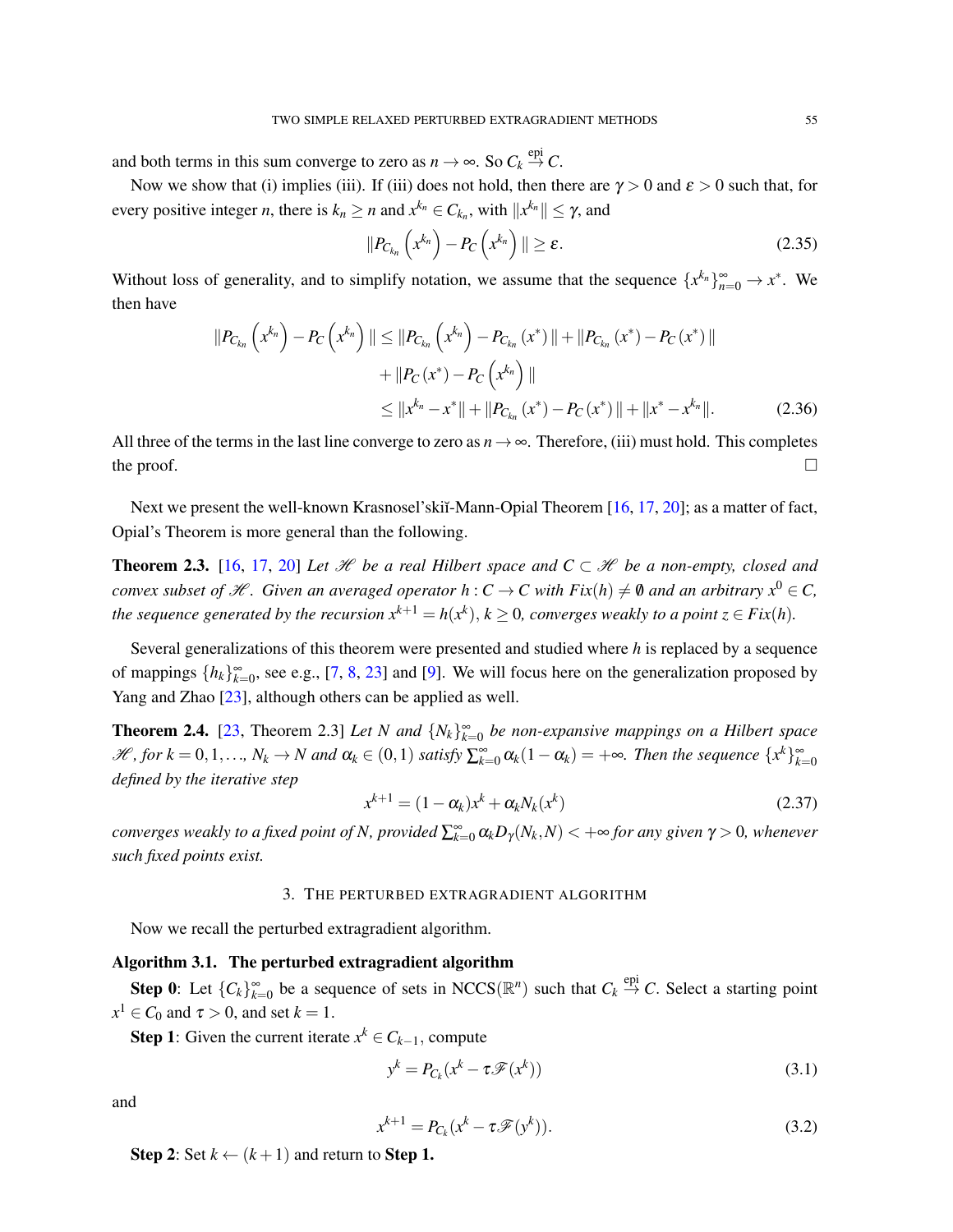and both terms in this sum converge to zero as $n \to \infty$. So $C_k \overset{\text{epi}}{\to} C$.

Now we show that (i) implies (iii). If (iii) does not hold, then there are $\gamma > 0$ and $\varepsilon > 0$ such that, for every positive integer $n$, there is $k_n \geq n$ and $x^{k_n} \in C_{k_n}$, with $\|x^{k_n}\| \leq \gamma$, and

$$\|P_{C_{k_n}}\left(x^{k_n}\right) - P_C\left(x^{k_n}\right)\| \geq \varepsilon. \tag{2.35}$$

Without loss of generality, and to simplify notation, we assume that the sequence $\{x^{k_n}\}_{n=0}^{\infty} \to x^*$. We then have

$$\begin{aligned}
\|P_{C_{k_n}}\left(x^{k_n}\right) - P_C\left(x^{k_n}\right)\| &\leq \|P_{C_{k_n}}\left(x^{k_n}\right) - P_{C_{k_n}}(x^*)\| + \|P_{C_{k_n}}(x^*) - P_C(x^*)\| \\
&\quad + \|P_C(x^*) - P_C\left(x^{k_n}\right)\| \\
&\leq \|x^{k_n} - x^*\| + \|P_{C_{k_n}}(x^*) - P_C(x^*)\| + \|x^* - x^{k_n}\|.
\end{aligned} \tag{2.36}$$

All three of the terms in the last line converge to zero as $n \to \infty$. Therefore, (iii) must hold. This completes the proof. □

Next we present the well-known Krasnosel'skiĭ-Mann-Opial Theorem [16, 17, 20]; as a matter of fact, Opial's Theorem is more general than the following.

**Theorem 2.3.** [16, 17, 20] *Let $\mathscr{H}$ be a real Hilbert space and $C \subset \mathscr{H}$ be a non-empty, closed and convex subset of $\mathscr{H}$. Given an averaged operator $h: C \to C$ with $Fix(h) \neq \emptyset$ and an arbitrary $x^0 \in C$, the sequence generated by the recursion $x^{k+1} = h(x^k)$, $k \geq 0$, converges weakly to a point $z \in Fix(h)$.*

Several generalizations of this theorem were presented and studied where $h$ is replaced by a sequence of mappings $\{h_k\}_{k=0}^{\infty}$, see e.g., [7, 8, 23] and [9]. We will focus here on the generalization proposed by Yang and Zhao [23], although others can be applied as well.

**Theorem 2.4.** [23, Theorem 2.3] *Let $N$ and $\{N_k\}_{k=0}^{\infty}$ be non-expansive mappings on a Hilbert space $\mathscr{H}$, for $k = 0, 1, \ldots$, $N_k \to N$ and $\alpha_k \in (0,1)$ satisfy $\sum_{k=0}^{\infty} \alpha_k(1-\alpha_k) = +\infty$. Then the sequence $\{x^k\}_{k=0}^{\infty}$ defined by the iterative step*

$$x^{k+1} = (1-\alpha_k)x^k + \alpha_k N_k(x^k) \tag{2.37}$$

*converges weakly to a fixed point of $N$, provided $\sum_{k=0}^{\infty} \alpha_k D_\gamma(N_k, N) < +\infty$ for any given $\gamma > 0$, whenever such fixed points exist.*

## 3. The perturbed extragradient algorithm

Now we recall the perturbed extragradient algorithm.

**Algorithm 3.1. The perturbed extragradient algorithm**

**Step 0**: Let $\{C_k\}_{k=0}^{\infty}$ be a sequence of sets in NCCS($\mathbb{R}^n$) such that $C_k \overset{\text{epi}}{\to} C$. Select a starting point $x^1 \in C_0$ and $\tau > 0$, and set $k = 1$.

**Step 1**: Given the current iterate $x^k \in C_{k-1}$, compute

$$y^k = P_{C_k}(x^k - \tau \mathscr{F}(x^k)) \tag{3.1}$$

and

$$x^{k+1} = P_{C_k}(x^k - \tau \mathscr{F}(y^k)). \tag{3.2}$$

**Step 2**: Set $k \leftarrow (k+1)$ and return to **Step 1.**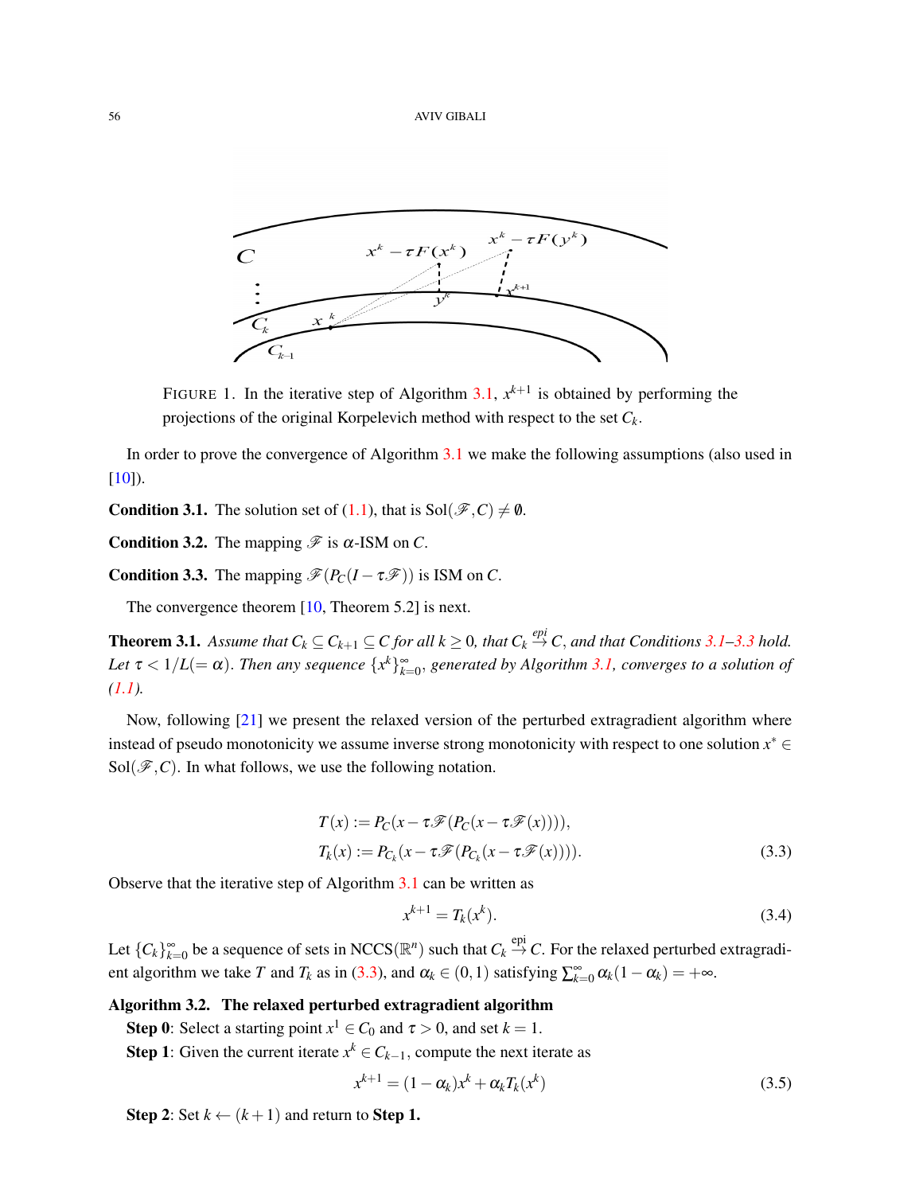FIGURE 1. In the iterative step of Algorithm 3.1, $x^{k+1}$ is obtained by performing the projections of the original Korpelevich method with respect to the set $C_k$.

In order to prove the convergence of Algorithm 3.1 we make the following assumptions (also used in [10]).

**Condition 3.1.** The solution set of (1.1), that is $\mathrm{Sol}(\mathscr{F},C) \neq \emptyset$.

**Condition 3.2.** The mapping $\mathscr{F}$ is $\alpha$-ISM on $C$.

**Condition 3.3.** The mapping $\mathscr{F}(P_C(I-\tau\mathscr{F}))$ is ISM on $C$.

The convergence theorem [10, Theorem 5.2] is next.

**Theorem 3.1.** *Assume that $C_k \subseteq C_{k+1} \subseteq C$ for all $k \geq 0$, that $C_k \overset{epi}{\to} C$, and that Conditions 3.1–3.3 hold. Let $\tau < 1/L(=\alpha)$. Then any sequence $\{x^k\}_{k=0}^{\infty}$, generated by Algorithm 3.1, converges to a solution of (1.1).*

Now, following [21] we present the relaxed version of the perturbed extragradient algorithm where instead of pseudo monotonicity we assume inverse strong monotonicity with respect to one solution $x^* \in \mathrm{Sol}(\mathscr{F},C)$. In what follows, we use the following notation.

$$
\begin{aligned}
T(x) &:= P_C(x-\tau\mathscr{F}(P_C(x-\tau\mathscr{F}(x)))),\\
T_k(x) &:= P_{C_k}(x-\tau\mathscr{F}(P_{C_k}(x-\tau\mathscr{F}(x)))).
\end{aligned}
\tag{3.3}
$$

Observe that the iterative step of Algorithm 3.1 can be written as

$$
x^{k+1} = T_k(x^k). \tag{3.4}
$$

Let $\{C_k\}_{k=0}^{\infty}$ be a sequence of sets in $\mathrm{NCCS}(\mathbb{R}^n)$ such that $C_k \overset{\mathrm{epi}}{\to} C$. For the relaxed perturbed extragradient algorithm we take $T$ and $T_k$ as in (3.3), and $\alpha_k \in (0,1)$ satisfying $\sum_{k=0}^{\infty} \alpha_k(1-\alpha_k) = +\infty$.

**Algorithm 3.2. The relaxed perturbed extragradient algorithm**

**Step 0**: Select a starting point $x^1 \in C_0$ and $\tau > 0$, and set $k = 1$.

**Step 1**: Given the current iterate $x^k \in C_{k-1}$, compute the next iterate as

$$
x^{k+1} = (1-\alpha_k)x^k + \alpha_k T_k(x^k) \tag{3.5}
$$

**Step 2**: Set $k \leftarrow (k+1)$ and return to **Step 1.**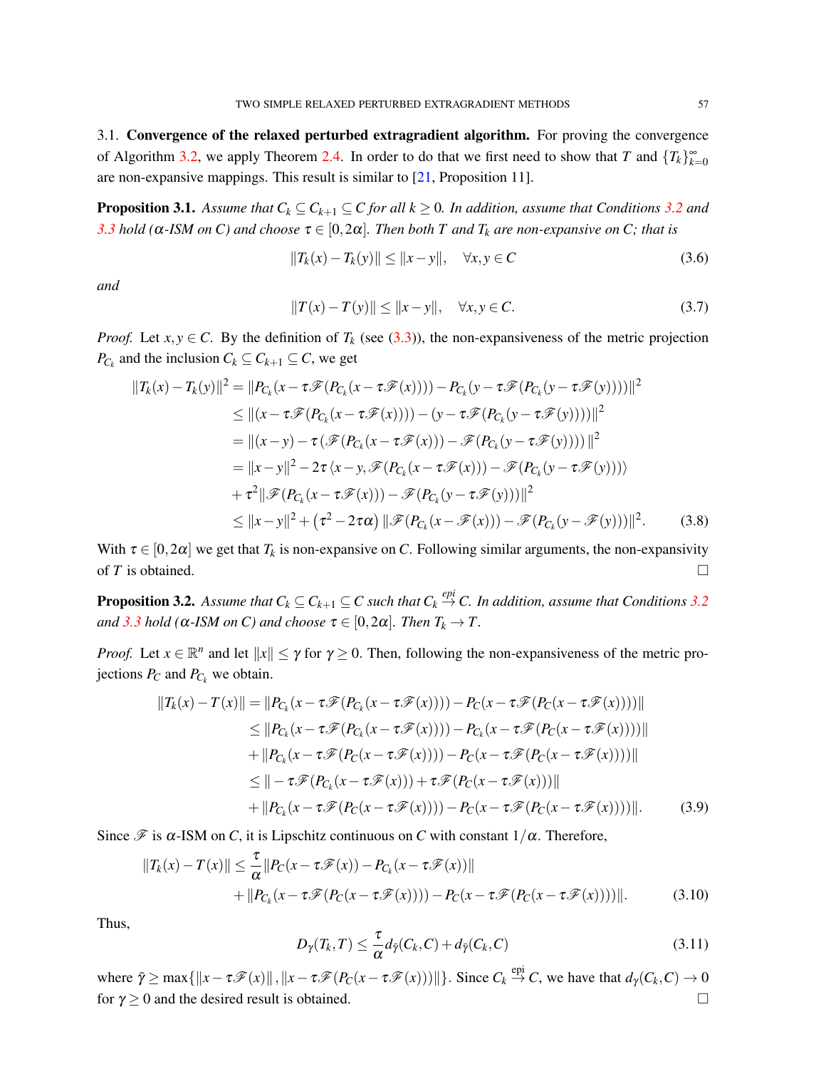3.1. **Convergence of the relaxed perturbed extragradient algorithm.** For proving the convergence of Algorithm 3.2, we apply Theorem 2.4. In order to do that we first need to show that $T$ and $\{T_k\}_{k=0}^{\infty}$ are non-expansive mappings. This result is similar to [21, Proposition 11].

**Proposition 3.1.** *Assume that $C_k \subseteq C_{k+1} \subseteq C$ for all $k \geq 0$. In addition, assume that Conditions 3.2 and 3.3 hold ($\alpha$-ISM on $C$) and choose $\tau \in [0, 2\alpha]$. Then both $T$ and $T_k$ are non-expansive on $C$; that is*

$$\|T_k(x) - T_k(y)\| \leq \|x - y\|, \quad \forall x, y \in C \tag{3.6}$$

*and*

$$\|T(x) - T(y)\| \leq \|x - y\|, \quad \forall x, y \in C. \tag{3.7}$$

*Proof.* Let $x, y \in C$. By the definition of $T_k$ (see (3.3)), the non-expansiveness of the metric projection $P_{C_k}$ and the inclusion $C_k \subseteq C_{k+1} \subseteq C$, we get

$$\begin{aligned}
\|T_k(x) - T_k(y)\|^2 &= \|P_{C_k}(x - \tau\mathscr{F}(P_{C_k}(x - \tau\mathscr{F}(x)))) - P_{C_k}(y - \tau\mathscr{F}(P_{C_k}(y - \tau\mathscr{F}(y))))\|^2 \\
&\leq \|(x - \tau\mathscr{F}(P_{C_k}(x - \tau\mathscr{F}(x)))) - (y - \tau\mathscr{F}(P_{C_k}(y - \tau\mathscr{F}(y))))\|^2 \\
&= \|(x - y) - \tau\left(\mathscr{F}(P_{C_k}(x - \tau\mathscr{F}(x))) - \mathscr{F}(P_{C_k}(y - \tau\mathscr{F}(y)))\right)\|^2 \\
&= \|x - y\|^2 - 2\tau\langle x - y, \mathscr{F}(P_{C_k}(x - \tau\mathscr{F}(x))) - \mathscr{F}(P_{C_k}(y - \tau\mathscr{F}(y)))\rangle \\
&\quad + \tau^2\|\mathscr{F}(P_{C_k}(x - \tau\mathscr{F}(x))) - \mathscr{F}(P_{C_k}(y - \tau\mathscr{F}(y)))\|^2 \\
&\leq \|x - y\|^2 + \left(\tau^2 - 2\tau\alpha\right)\|\mathscr{F}(P_{C_k}(x - \mathscr{F}(x))) - \mathscr{F}(P_{C_k}(y - \mathscr{F}(y)))\|^2.
\end{aligned} \tag{3.8}$$

With $\tau \in [0, 2\alpha]$ we get that $T_k$ is non-expansive on $C$. Following similar arguments, the non-expansivity of $T$ is obtained. $\square$

**Proposition 3.2.** *Assume that $C_k \subseteq C_{k+1} \subseteq C$ such that $C_k \stackrel{epi}{\to} C$. In addition, assume that Conditions 3.2 and 3.3 hold ($\alpha$-ISM on $C$) and choose $\tau \in [0, 2\alpha]$. Then $T_k \to T$.*

*Proof.* Let $x \in \mathbb{R}^n$ and let $\|x\| \leq \gamma$ for $\gamma \geq 0$. Then, following the non-expansiveness of the metric projections $P_C$ and $P_{C_k}$ we obtain.

$$\begin{aligned}
\|T_k(x) - T(x)\| &= \|P_{C_k}(x - \tau\mathscr{F}(P_{C_k}(x - \tau\mathscr{F}(x)))) - P_C(x - \tau\mathscr{F}(P_C(x - \tau\mathscr{F}(x))))\| \\
&\leq \|P_{C_k}(x - \tau\mathscr{F}(P_{C_k}(x - \tau\mathscr{F}(x)))) - P_{C_k}(x - \tau\mathscr{F}(P_C(x - \tau\mathscr{F}(x))))\| \\
&\quad + \|P_{C_k}(x - \tau\mathscr{F}(P_C(x - \tau\mathscr{F}(x)))) - P_C(x - \tau\mathscr{F}(P_C(x - \tau\mathscr{F}(x))))\| \\
&\leq \|-\tau\mathscr{F}(P_{C_k}(x - \tau\mathscr{F}(x))) + \tau\mathscr{F}(P_C(x - \tau\mathscr{F}(x)))\| \\
&\quad + \|P_{C_k}(x - \tau\mathscr{F}(P_C(x - \tau\mathscr{F}(x)))) - P_C(x - \tau\mathscr{F}(P_C(x - \tau\mathscr{F}(x))))\|.
\end{aligned} \tag{3.9}$$

Since $\mathscr{F}$ is $\alpha$-ISM on $C$, it is Lipschitz continuous on $C$ with constant $1/\alpha$. Therefore,

$$\begin{aligned}
\|T_k(x) - T(x)\| &\leq \frac{\tau}{\alpha}\|P_C(x - \tau\mathscr{F}(x)) - P_{C_k}(x - \tau\mathscr{F}(x))\| \\
&\quad + \|P_{C_k}(x - \tau\mathscr{F}(P_C(x - \tau\mathscr{F}(x)))) - P_C(x - \tau\mathscr{F}(P_C(x - \tau\mathscr{F}(x))))\|.
\end{aligned} \tag{3.10}$$

Thus,

$$D_\gamma(T_k, T) \leq \frac{\tau}{\alpha} d_{\bar{\gamma}}(C_k, C) + d_{\bar{\gamma}}(C_k, C) \tag{3.11}$$

where $\bar{\gamma} \geq \max\{\|x - \tau\mathscr{F}(x)\|, \|x - \tau\mathscr{F}(P_C(x - \tau\mathscr{F}(x)))\|\}$. Since $C_k \stackrel{\text{epi}}{\to} C$, we have that $d_\gamma(C_k, C) \to 0$ for $\gamma \geq 0$ and the desired result is obtained. $\square$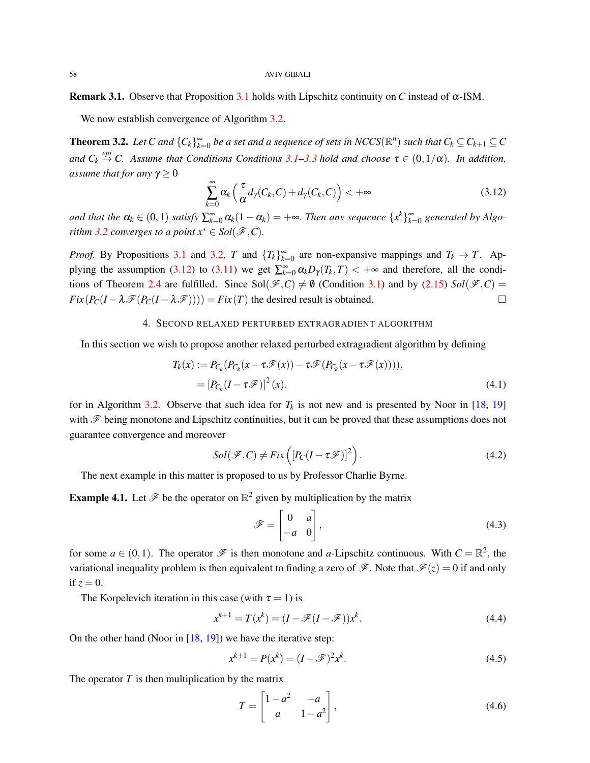**Remark 3.1.** Observe that Proposition 3.1 holds with Lipschitz continuity on $C$ instead of $\alpha$-ISM.

We now establish convergence of Algorithm 3.2.

**Theorem 3.2.** *Let $C$ and $\{C_k\}_{k=0}^{\infty}$ be a set and a sequence of sets in $NCCS(\mathbb{R}^n)$ such that $C_k \subseteq C_{k+1} \subseteq C$ and $C_k \overset{epi}{\to} C$. Assume that Conditions Conditions 3.1–3.3 hold and choose $\tau \in (0, 1/\alpha)$. In addition, assume that for any $\gamma \geq 0$*

$$\sum_{k=0}^{\infty} \alpha_k \left( \frac{\tau}{\alpha} d_\gamma(C_k, C) + d_\gamma(C_k, C) \right) < +\infty \tag{3.12}$$

*and that the $\alpha_k \in (0,1)$ satisfy $\sum_{k=0}^{\infty} \alpha_k(1-\alpha_k) = +\infty$. Then any sequence $\{x^k\}_{k=0}^{\infty}$ generated by Algorithm 3.2 converges to a point $x^* \in Sol(\mathscr{F}, C)$.*

*Proof.* By Propositions 3.1 and 3.2, $T$ and $\{T_k\}_{k=0}^{\infty}$ are non-expansive mappings and $T_k \to T$. Applying the assumption (3.12) to (3.11) we get $\sum_{k=0}^{\infty} \alpha_k D_\gamma(T_k, T) < +\infty$ and therefore, all the conditions of Theorem 2.4 are fulfilled. Since $\text{Sol}(\mathscr{F}, C) \neq \emptyset$ (Condition 3.1) and by (2.15) $Sol(\mathscr{F}, C) = Fix(P_C(I - \lambda \mathscr{F}(P_C(I - \lambda \mathscr{F})))) = Fix(T)$ the desired result is obtained. $\square$

## 4. Second relaxed perturbed extragradient algorithm

In this section we wish to propose another relaxed perturbed extragradient algorithm by defining

$$\begin{aligned} T_k(x) &:= P_{C_k}(P_{C_k}(x - \tau \mathscr{F}(x)) - \tau \mathscr{F}(P_{C_k}(x - \tau \mathscr{F}(x)))), \\ &= \left[P_{C_k}(I - \tau \mathscr{F})\right]^2(x). \end{aligned} \tag{4.1}$$

for in Algorithm 3.2. Observe that such idea for $T_k$ is not new and is presented by Noor in [18, 19] with $\mathscr{F}$ being monotone and Lipschitz continuities, but it can be proved that these assumptions does not guarantee convergence and moreover

$$Sol(\mathscr{F}, C) \neq Fix\left( \left[P_C(I - \tau \mathscr{F})\right]^2 \right). \tag{4.2}$$

The next example in this matter is proposed to us by Professor Charlie Byrne.

**Example 4.1.** Let $\mathscr{F}$ be the operator on $\mathbb{R}^2$ given by multiplication by the matrix

$$\mathscr{F} = \begin{bmatrix} 0 & a \\ -a & 0 \end{bmatrix}, \tag{4.3}$$

for some $a \in (0,1)$. The operator $\mathscr{F}$ is then monotone and $a$-Lipschitz continuous. With $C = \mathbb{R}^2$, the variational inequality problem is then equivalent to finding a zero of $\mathscr{F}$. Note that $\mathscr{F}(z) = 0$ if and only if $z = 0$.

The Korpelevich iteration in this case (with $\tau = 1$) is

$$x^{k+1} = T(x^k) = (I - \mathscr{F}(I - \mathscr{F}))x^k. \tag{4.4}$$

On the other hand (Noor in [18, 19]) we have the iterative step:

$$x^{k+1} = P(x^k) = (I - \mathscr{F})^2 x^k. \tag{4.5}$$

The operator $T$ is then multiplication by the matrix

$$T = \begin{bmatrix} 1 - a^2 & -a \\ a & 1 - a^2 \end{bmatrix}, \tag{4.6}$$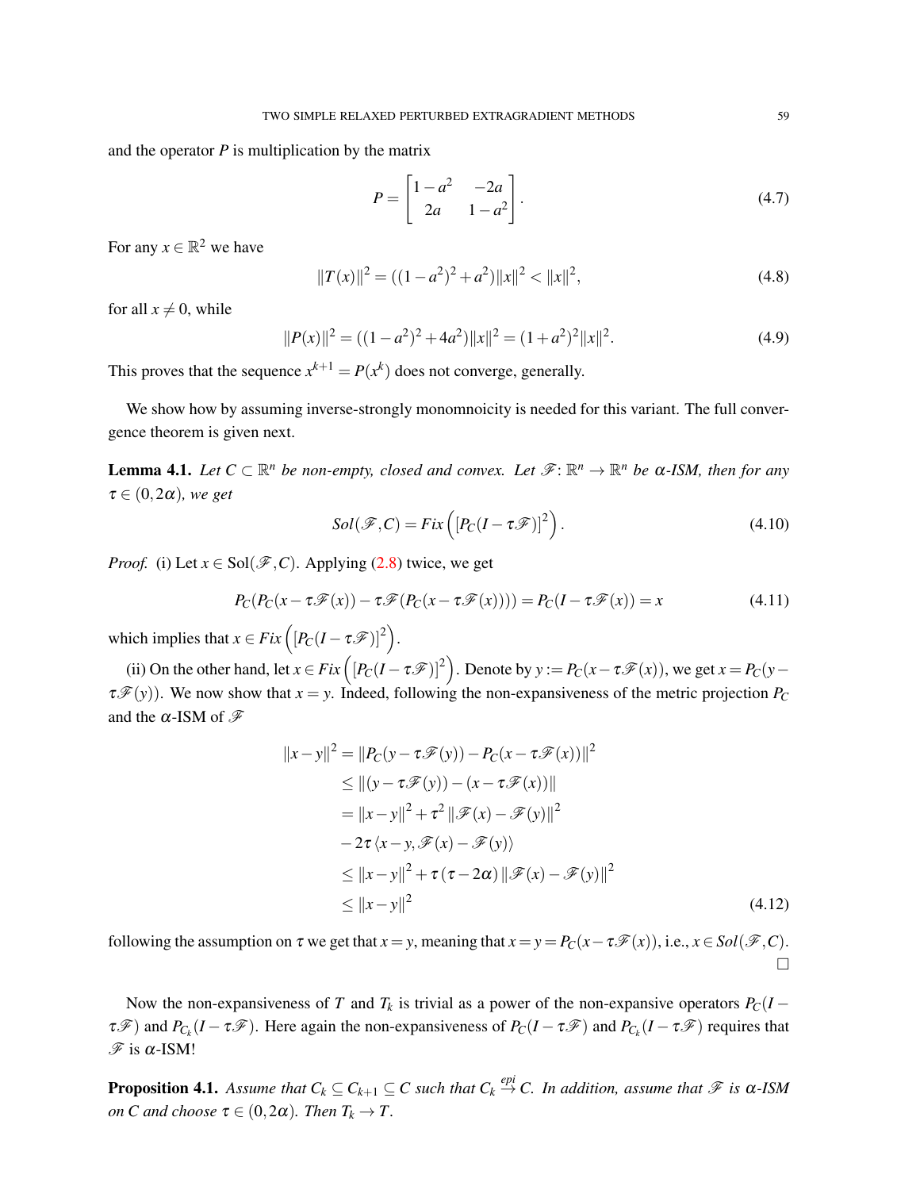and the operator $P$ is multiplication by the matrix

$$P = \begin{bmatrix} 1-a^2 & -2a \\ 2a & 1-a^2 \end{bmatrix}. \tag{4.7}$$

For any $x \in \mathbb{R}^2$ we have

$$\|T(x)\|^2 = ((1-a^2)^2 + a^2)\|x\|^2 < \|x\|^2, \tag{4.8}$$

for all $x \neq 0$, while

$$\|P(x)\|^2 = ((1-a^2)^2 + 4a^2)\|x\|^2 = (1+a^2)^2\|x\|^2. \tag{4.9}$$

This proves that the sequence $x^{k+1} = P(x^k)$ does not converge, generally.

We show how by assuming inverse-strongly monomnoicity is needed for this variant. The full convergence theorem is given next.

**Lemma 4.1.** *Let $C \subset \mathbb{R}^n$ be non-empty, closed and convex. Let $\mathscr{F} \colon \mathbb{R}^n \to \mathbb{R}^n$ be $\alpha$-ISM, then for any $\tau \in (0, 2\alpha)$, we get*

$$Sol(\mathscr{F}, C) = Fix\left([P_C(I - \tau\mathscr{F})]^2\right). \tag{4.10}$$

*Proof.* (i) Let $x \in \mathrm{Sol}(\mathscr{F}, C)$. Applying (2.8) twice, we get

$$P_C(P_C(x - \tau\mathscr{F}(x)) - \tau\mathscr{F}(P_C(x - \tau\mathscr{F}(x)))) = P_C(I - \tau\mathscr{F}(x)) = x \tag{4.11}$$

which implies that $x \in Fix\left([P_C(I - \tau\mathscr{F})]^2\right)$.

(ii) On the other hand, let $x \in Fix\left([P_C(I - \tau\mathscr{F})]^2\right)$. Denote by $y := P_C(x - \tau\mathscr{F}(x))$, we get $x = P_C(y - \tau\mathscr{F}(y))$. We now show that $x = y$. Indeed, following the non-expansiveness of the metric projection $P_C$ and the $\alpha$-ISM of $\mathscr{F}$

$$\begin{aligned}
\|x - y\|^2 &= \|P_C(y - \tau\mathscr{F}(y)) - P_C(x - \tau\mathscr{F}(x))\|^2 \\
&\leq \|(y - \tau\mathscr{F}(y)) - (x - \tau\mathscr{F}(x))\| \\
&= \|x - y\|^2 + \tau^2 \|\mathscr{F}(x) - \mathscr{F}(y)\|^2 \\
&\quad - 2\tau \langle x - y, \mathscr{F}(x) - \mathscr{F}(y)\rangle \\
&\leq \|x - y\|^2 + \tau(\tau - 2\alpha)\|\mathscr{F}(x) - \mathscr{F}(y)\|^2 \\
&\leq \|x - y\|^2
\end{aligned} \tag{4.12}$$

following the assumption on $\tau$ we get that $x = y$, meaning that $x = y = P_C(x - \tau\mathscr{F}(x))$, i.e., $x \in Sol(\mathscr{F}, C)$. $\square$

Now the non-expansiveness of $T$ and $T_k$ is trivial as a power of the non-expansive operators $P_C(I - \tau\mathscr{F})$ and $P_{C_k}(I - \tau\mathscr{F})$. Here again the non-expansiveness of $P_C(I - \tau\mathscr{F})$ and $P_{C_k}(I - \tau\mathscr{F})$ requires that $\mathscr{F}$ is $\alpha$-ISM!

**Proposition 4.1.** *Assume that $C_k \subseteq C_{k+1} \subseteq C$ such that $C_k \overset{epi}{\to} C$. In addition, assume that $\mathscr{F}$ is $\alpha$-ISM on $C$ and choose $\tau \in (0, 2\alpha)$. Then $T_k \to T$.*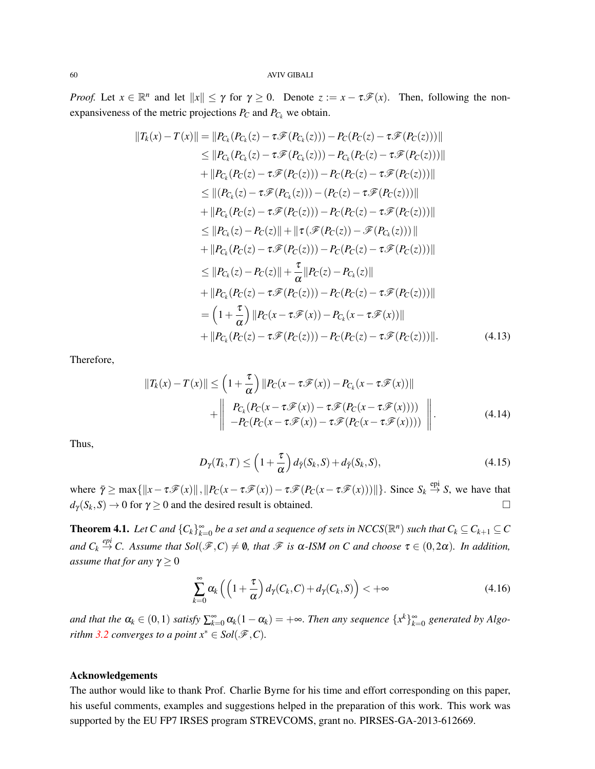*Proof.* Let $x \in \mathbb{R}^n$ and let $\|x\| \leq \gamma$ for $\gamma \geq 0$. Denote $z := x - \tau\mathscr{F}(x)$. Then, following the non-expansiveness of the metric projections $P_C$ and $P_{C_k}$ we obtain.

$$
\begin{aligned}
\|T_k(x) - T(x)\| &= \|P_{C_k}(P_{C_k}(z) - \tau\mathscr{F}(P_{C_k}(z))) - P_C(P_C(z) - \tau\mathscr{F}(P_C(z)))\| \\
&\leq \|P_{C_k}(P_{C_k}(z) - \tau\mathscr{F}(P_{C_k}(z))) - P_{C_k}(P_C(z) - \tau\mathscr{F}(P_C(z)))\| \\
&+ \|P_{C_k}(P_C(z) - \tau\mathscr{F}(P_C(z))) - P_C(P_C(z) - \tau\mathscr{F}(P_C(z)))\| \\
&\leq \|(P_{C_k}(z) - \tau\mathscr{F}(P_{C_k}(z))) - (P_C(z) - \tau\mathscr{F}(P_C(z)))\| \\
&+ \|P_{C_k}(P_C(z) - \tau\mathscr{F}(P_C(z))) - P_C(P_C(z) - \tau\mathscr{F}(P_C(z)))\| \\
&\leq \|P_{C_k}(z) - P_C(z)\| + \|\tau(\mathscr{F}(P_C(z)) - \mathscr{F}(P_{C_k}(z)))\| \\
&+ \|P_{C_k}(P_C(z) - \tau\mathscr{F}(P_C(z))) - P_C(P_C(z) - \tau\mathscr{F}(P_C(z)))\| \\
&\leq \|P_{C_k}(z) - P_C(z)\| + \frac{\tau}{\alpha}\|P_C(z) - P_{C_k}(z)\| \\
&+ \|P_{C_k}(P_C(z) - \tau\mathscr{F}(P_C(z))) - P_C(P_C(z) - \tau\mathscr{F}(P_C(z)))\| \\
&= \left(1 + \frac{\tau}{\alpha}\right)\|P_C(x - \tau\mathscr{F}(x)) - P_{C_k}(x - \tau\mathscr{F}(x))\| \\
&+ \|P_{C_k}(P_C(z) - \tau\mathscr{F}(P_C(z))) - P_C(P_C(z) - \tau\mathscr{F}(P_C(z)))\|.
\end{aligned} \tag{4.13}
$$

Therefore,

$$
\|T_k(x) - T(x)\| \leq \left(1 + \frac{\tau}{\alpha}\right)\|P_C(x - \tau\mathscr{F}(x)) - P_{C_k}(x - \tau\mathscr{F}(x))\| + \left\| \begin{array}{c} P_{C_k}(P_C(x - \tau\mathscr{F}(x)) - \tau\mathscr{F}(P_C(x - \tau\mathscr{F}(x)))) \\ -P_C(P_C(x - \tau\mathscr{F}(x)) - \tau\mathscr{F}(P_C(x - \tau\mathscr{F}(x)))) \end{array} \right\|. \tag{4.14}
$$

Thus,

$$
D_\gamma(T_k, T) \leq \left(1 + \frac{\tau}{\alpha}\right) d_{\bar{\gamma}}(S_k, S) + d_{\bar{\gamma}}(S_k, S), \tag{4.15}
$$

where $\bar{\gamma} \geq \max\{\|x - \tau\mathscr{F}(x)\|, \|P_C(x - \tau\mathscr{F}(x)) - \tau\mathscr{F}(P_C(x - \tau\mathscr{F}(x)))\|\}$. Since $S_k \overset{\text{epi}}{\to} S$, we have that $d_\gamma(S_k, S) \to 0$ for $\gamma \geq 0$ and the desired result is obtained. $\square$

**Theorem 4.1.** *Let $C$ and $\{C_k\}_{k=0}^\infty$ be a set and a sequence of sets in NCCS$(\mathbb{R}^n)$ such that $C_k \subseteq C_{k+1} \subseteq C$ and $C_k \overset{epi}{\to} C$. Assume that Sol$(\mathscr{F}, C) \neq \emptyset$, that $\mathscr{F}$ is $\alpha$-ISM on $C$ and choose $\tau \in (0, 2\alpha)$. In addition, assume that for any $\gamma \geq 0$*

$$
\sum_{k=0}^{\infty} \alpha_k \left( \left(1 + \frac{\tau}{\alpha}\right) d_\gamma(C_k, C) + d_\gamma(C_k, S) \right) < +\infty \tag{4.16}
$$

*and that the $\alpha_k \in (0,1)$ satisfy $\sum_{k=0}^\infty \alpha_k(1 - \alpha_k) = +\infty$. Then any sequence $\{x^k\}_{k=0}^\infty$ generated by Algorithm 3.2 converges to a point $x^* \in$ Sol$(\mathscr{F}, C)$.*

## Acknowledgements

The author would like to thank Prof. Charlie Byrne for his time and effort corresponding on this paper, his useful comments, examples and suggestions helped in the preparation of this work. This work was supported by the EU FP7 IRSES program STREVCOMS, grant no. PIRSES-GA-2013-612669.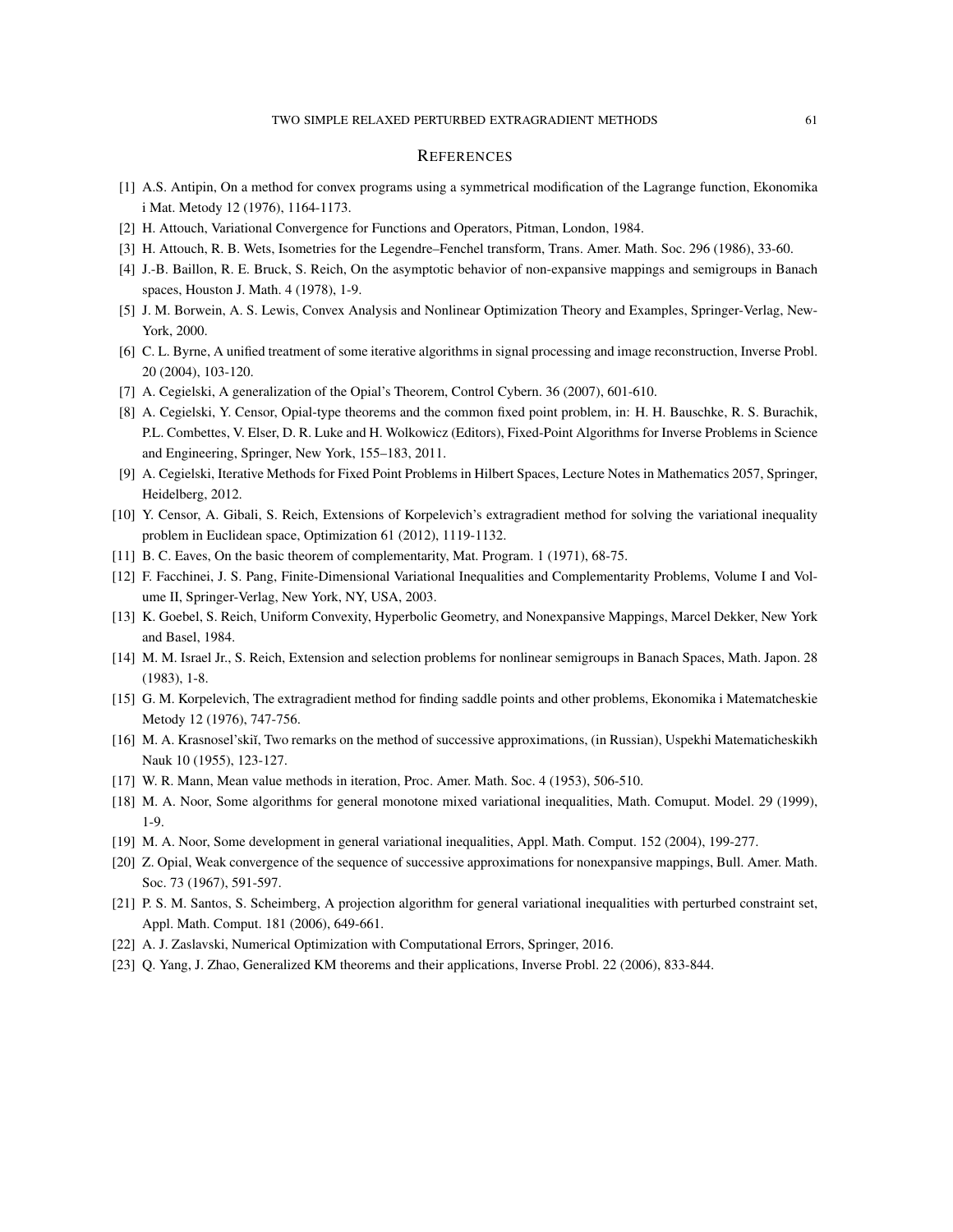## References

[1] A.S. Antipin, On a method for convex programs using a symmetrical modification of the Lagrange function, Ekonomika i Mat. Metody 12 (1976), 1164-1173.

[2] H. Attouch, Variational Convergence for Functions and Operators, Pitman, London, 1984.

[3] H. Attouch, R. B. Wets, Isometries for the Legendre–Fenchel transform, Trans. Amer. Math. Soc. 296 (1986), 33-60.

[4] J.-B. Baillon, R. E. Bruck, S. Reich, On the asymptotic behavior of non-expansive mappings and semigroups in Banach spaces, Houston J. Math. 4 (1978), 1-9.

[5] J. M. Borwein, A. S. Lewis, Convex Analysis and Nonlinear Optimization Theory and Examples, Springer-Verlag, New-York, 2000.

[6] C. L. Byrne, A unified treatment of some iterative algorithms in signal processing and image reconstruction, Inverse Probl. 20 (2004), 103-120.

[7] A. Cegielski, A generalization of the Opial's Theorem, Control Cybern. 36 (2007), 601-610.

[8] A. Cegielski, Y. Censor, Opial-type theorems and the common fixed point problem, in: H. H. Bauschke, R. S. Burachik, P.L. Combettes, V. Elser, D. R. Luke and H. Wolkowicz (Editors), Fixed-Point Algorithms for Inverse Problems in Science and Engineering, Springer, New York, 155–183, 2011.

[9] A. Cegielski, Iterative Methods for Fixed Point Problems in Hilbert Spaces, Lecture Notes in Mathematics 2057, Springer, Heidelberg, 2012.

[10] Y. Censor, A. Gibali, S. Reich, Extensions of Korpelevich's extragradient method for solving the variational inequality problem in Euclidean space, Optimization 61 (2012), 1119-1132.

[11] B. C. Eaves, On the basic theorem of complementarity, Mat. Program. 1 (1971), 68-75.

[12] F. Facchinei, J. S. Pang, Finite-Dimensional Variational Inequalities and Complementarity Problems, Volume I and Volume II, Springer-Verlag, New York, NY, USA, 2003.

[13] K. Goebel, S. Reich, Uniform Convexity, Hyperbolic Geometry, and Nonexpansive Mappings, Marcel Dekker, New York and Basel, 1984.

[14] M. M. Israel Jr., S. Reich, Extension and selection problems for nonlinear semigroups in Banach Spaces, Math. Japon. 28 (1983), 1-8.

[15] G. M. Korpelevich, The extragradient method for finding saddle points and other problems, Ekonomika i Matematcheskie Metody 12 (1976), 747-756.

[16] M. A. Krasnosel'skiĭ, Two remarks on the method of successive approximations, (in Russian), Uspekhi Matematicheskikh Nauk 10 (1955), 123-127.

[17] W. R. Mann, Mean value methods in iteration, Proc. Amer. Math. Soc. 4 (1953), 506-510.

[18] M. A. Noor, Some algorithms for general monotone mixed variational inequalities, Math. Comuput. Model. 29 (1999), 1-9.

[19] M. A. Noor, Some development in general variational inequalities, Appl. Math. Comput. 152 (2004), 199-277.

[20] Z. Opial, Weak convergence of the sequence of successive approximations for nonexpansive mappings, Bull. Amer. Math. Soc. 73 (1967), 591-597.

[21] P. S. M. Santos, S. Scheimberg, A projection algorithm for general variational inequalities with perturbed constraint set, Appl. Math. Comput. 181 (2006), 649-661.

[22] A. J. Zaslavski, Numerical Optimization with Computational Errors, Springer, 2016.

[23] Q. Yang, J. Zhao, Generalized KM theorems and their applications, Inverse Probl. 22 (2006), 833-844.